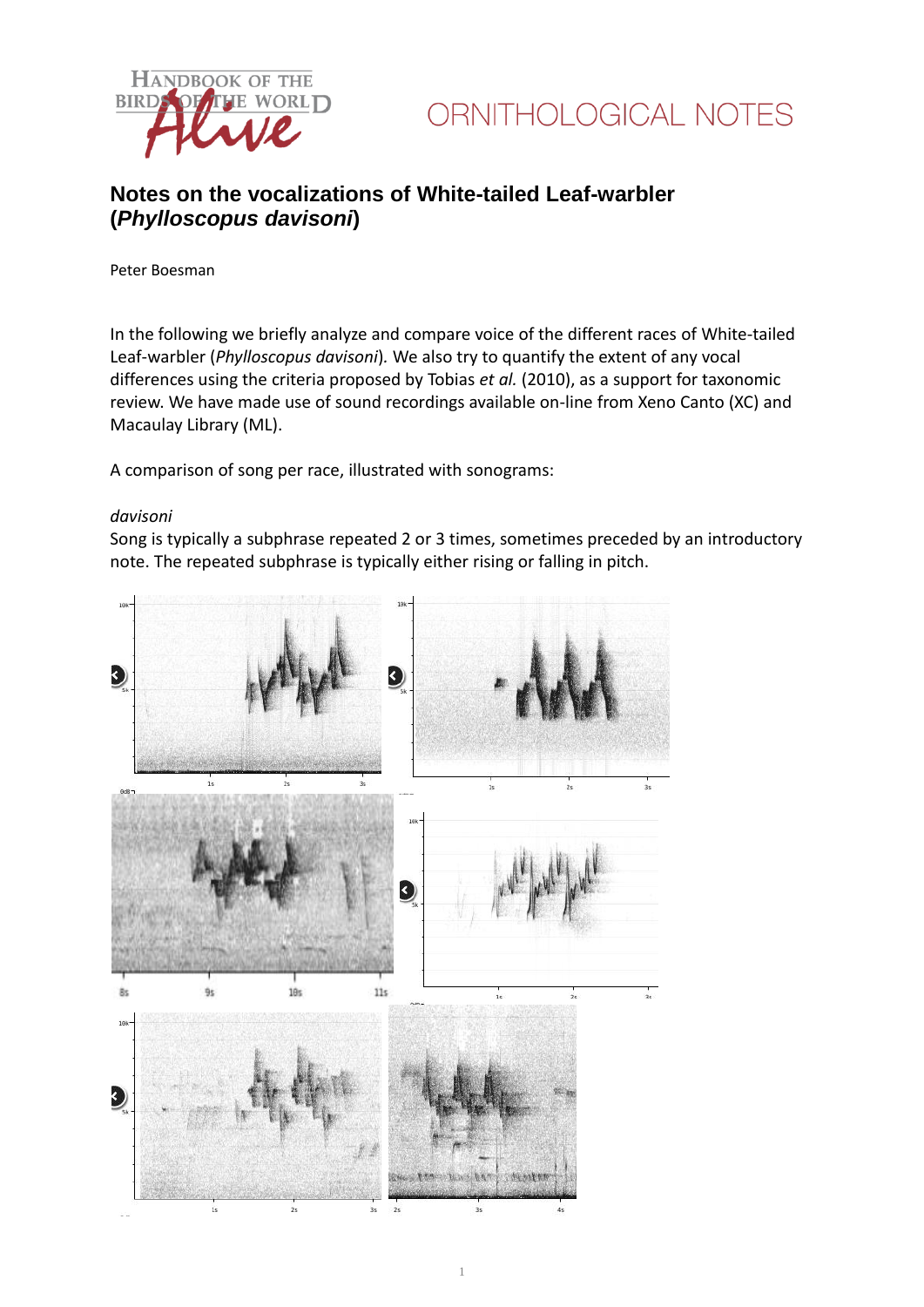HANDBOOK OF THE BIRDS OF THE WORLD Alive

ORNITHOLOGICAL NOTES

# Notes on the vocalizations of White-tailed Leaf-warbler (*Phylloscopus davisoni*)

Peter Boesman

In the following we briefly analyze and compare voice of the different races of White-tailed Leaf-warbler (*Phylloscopus davisoni*). We also try to quantify the extent of any vocal differences using the criteria proposed by Tobias *et al.* (2010), as a support for taxonomic review. We have made use of sound recordings available on-line from Xeno Canto (XC) and Macaulay Library (ML).

A comparison of song per race, illustrated with sonograms:

*davisoni*

Song is typically a subphrase repeated 2 or 3 times, sometimes preceded by an introductory note. The repeated subphrase is typically either rising or falling in pitch.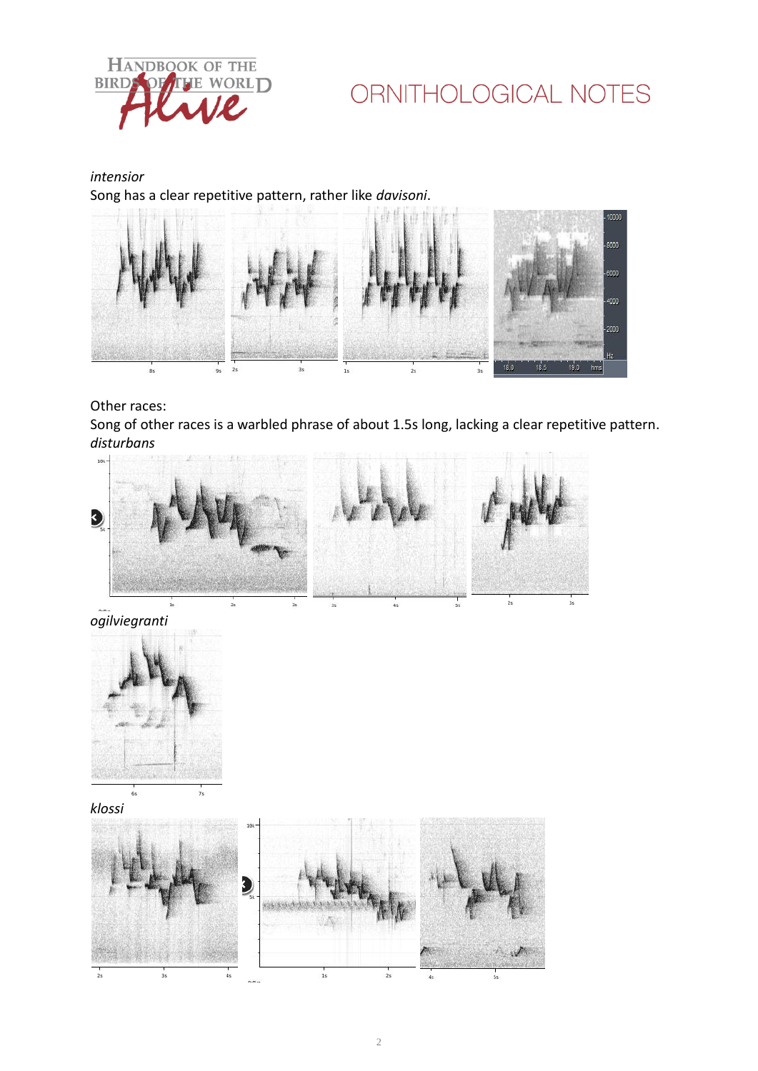*intensior*

Song has a clear repetitive pattern, rather like *davisoni*.

Other races:

Song of other races is a warbled phrase of about 1.5s long, lacking a clear repetitive pattern.

*disturbans*

*ogilviegranti*

*klossi*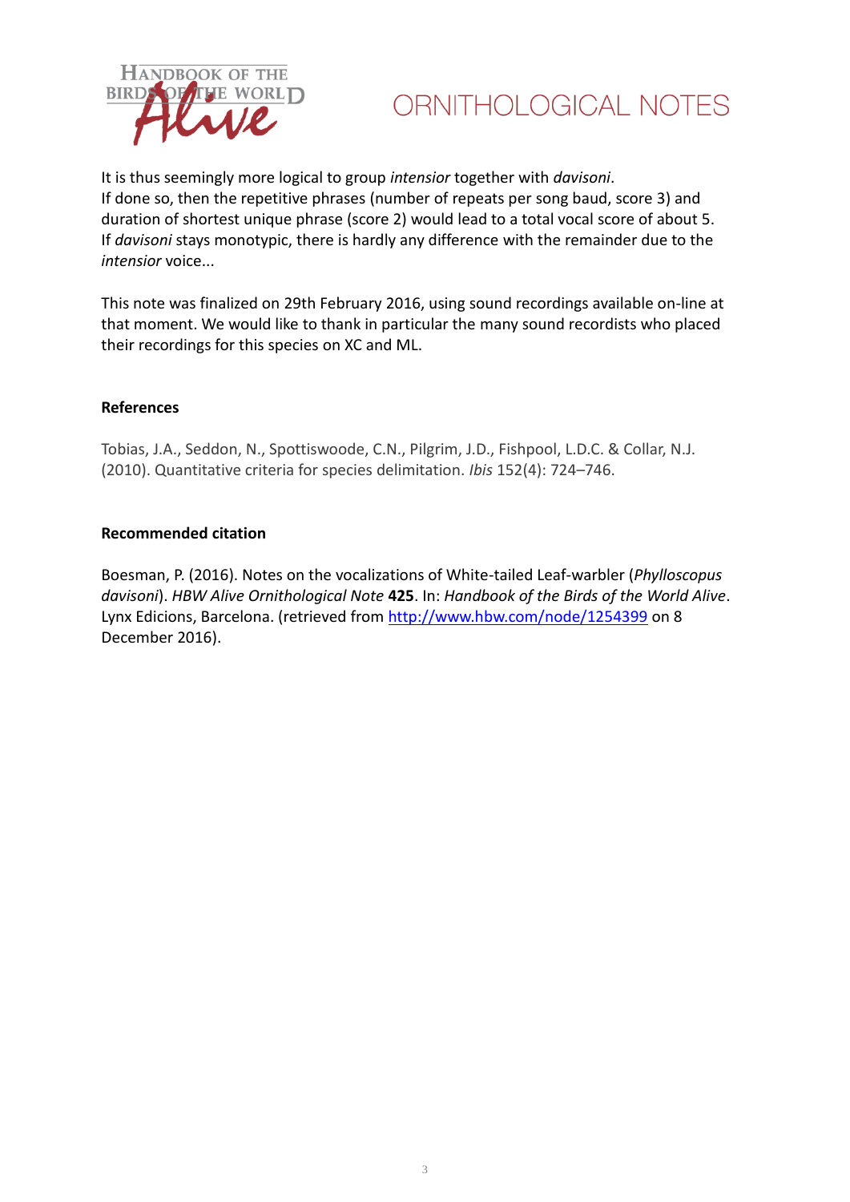It is thus seemingly more logical to group *intensior* together with *davisoni*.
If done so, then the repetitive phrases (number of repeats per song baud, score 3) and duration of shortest unique phrase (score 2) would lead to a total vocal score of about 5. If *davisoni* stays monotypic, there is hardly any difference with the remainder due to the *intensior* voice...

This note was finalized on 29th February 2016, using sound recordings available on-line at that moment. We would like to thank in particular the many sound recordists who placed their recordings for this species on XC and ML.

**References**

Tobias, J.A., Seddon, N., Spottiswoode, C.N., Pilgrim, J.D., Fishpool, L.D.C. & Collar, N.J. (2010). Quantitative criteria for species delimitation. *Ibis* 152(4): 724–746.

**Recommended citation**

Boesman, P. (2016). Notes on the vocalizations of White-tailed Leaf-warbler (*Phylloscopus davisoni*). *HBW Alive Ornithological Note* **425**. In: *Handbook of the Birds of the World Alive*. Lynx Edicions, Barcelona. (retrieved from http://www.hbw.com/node/1254399 on 8 December 2016).